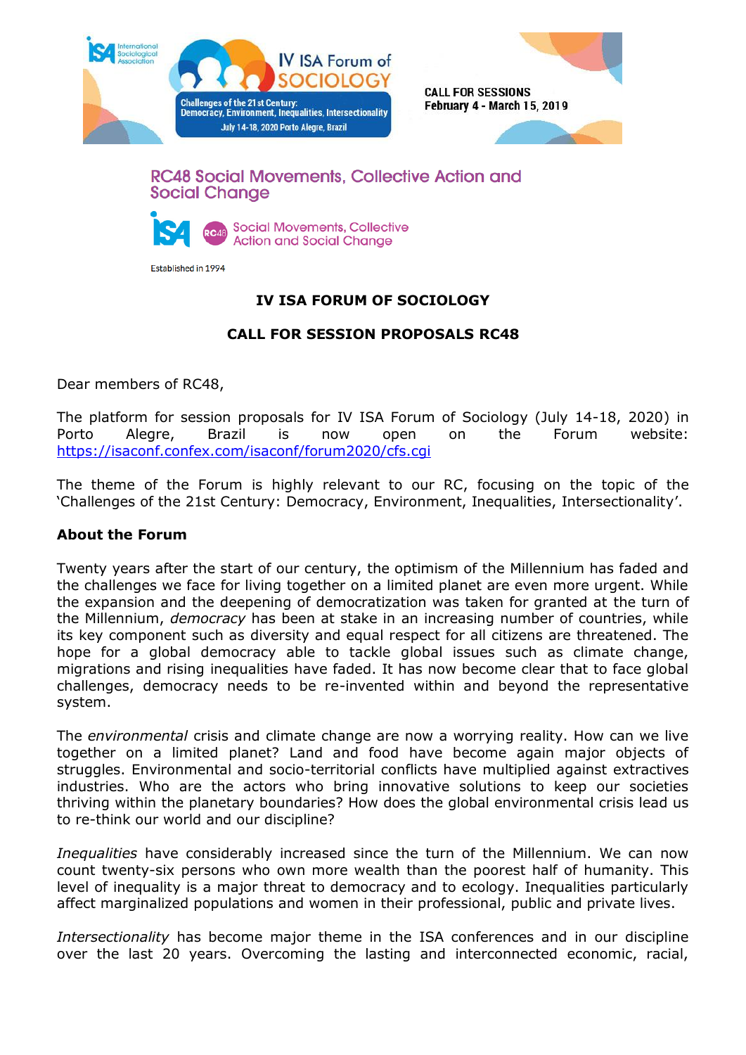IV ISA Forum of SOCIOLOGY

Challenges of the 21st Century: Democracy, Environment, Inequalities, Intersectionality

July 14-18, 2020 Porto Alegre, Brazil

CALL FOR SESSIONS
February 4 - March 15, 2019

## RC48 Social Movements, Collective Action and Social Change

Social Movements, Collective Action and Social Change

Established in 1994

### IV ISA FORUM OF SOCIOLOGY

### CALL FOR SESSION PROPOSALS RC48

Dear members of RC48,

The platform for session proposals for IV ISA Forum of Sociology (July 14-18, 2020) in Porto Alegre, Brazil is now open on the Forum website: https://isaconf.confex.com/isaconf/forum2020/cfs.cgi

The theme of the Forum is highly relevant to our RC, focusing on the topic of the 'Challenges of the 21st Century: Democracy, Environment, Inequalities, Intersectionality'.

**About the Forum**

Twenty years after the start of our century, the optimism of the Millennium has faded and the challenges we face for living together on a limited planet are even more urgent. While the expansion and the deepening of democratization was taken for granted at the turn of the Millennium, *democracy* has been at stake in an increasing number of countries, while its key component such as diversity and equal respect for all citizens are threatened. The hope for a global democracy able to tackle global issues such as climate change, migrations and rising inequalities have faded. It has now become clear that to face global challenges, democracy needs to be re-invented within and beyond the representative system.

The *environmental* crisis and climate change are now a worrying reality. How can we live together on a limited planet? Land and food have become again major objects of struggles. Environmental and socio-territorial conflicts have multiplied against extractives industries. Who are the actors who bring innovative solutions to keep our societies thriving within the planetary boundaries? How does the global environmental crisis lead us to re-think our world and our discipline?

*Inequalities* have considerably increased since the turn of the Millennium. We can now count twenty-six persons who own more wealth than the poorest half of humanity. This level of inequality is a major threat to democracy and to ecology. Inequalities particularly affect marginalized populations and women in their professional, public and private lives.

*Intersectionality* has become major theme in the ISA conferences and in our discipline over the last 20 years. Overcoming the lasting and interconnected economic, racial,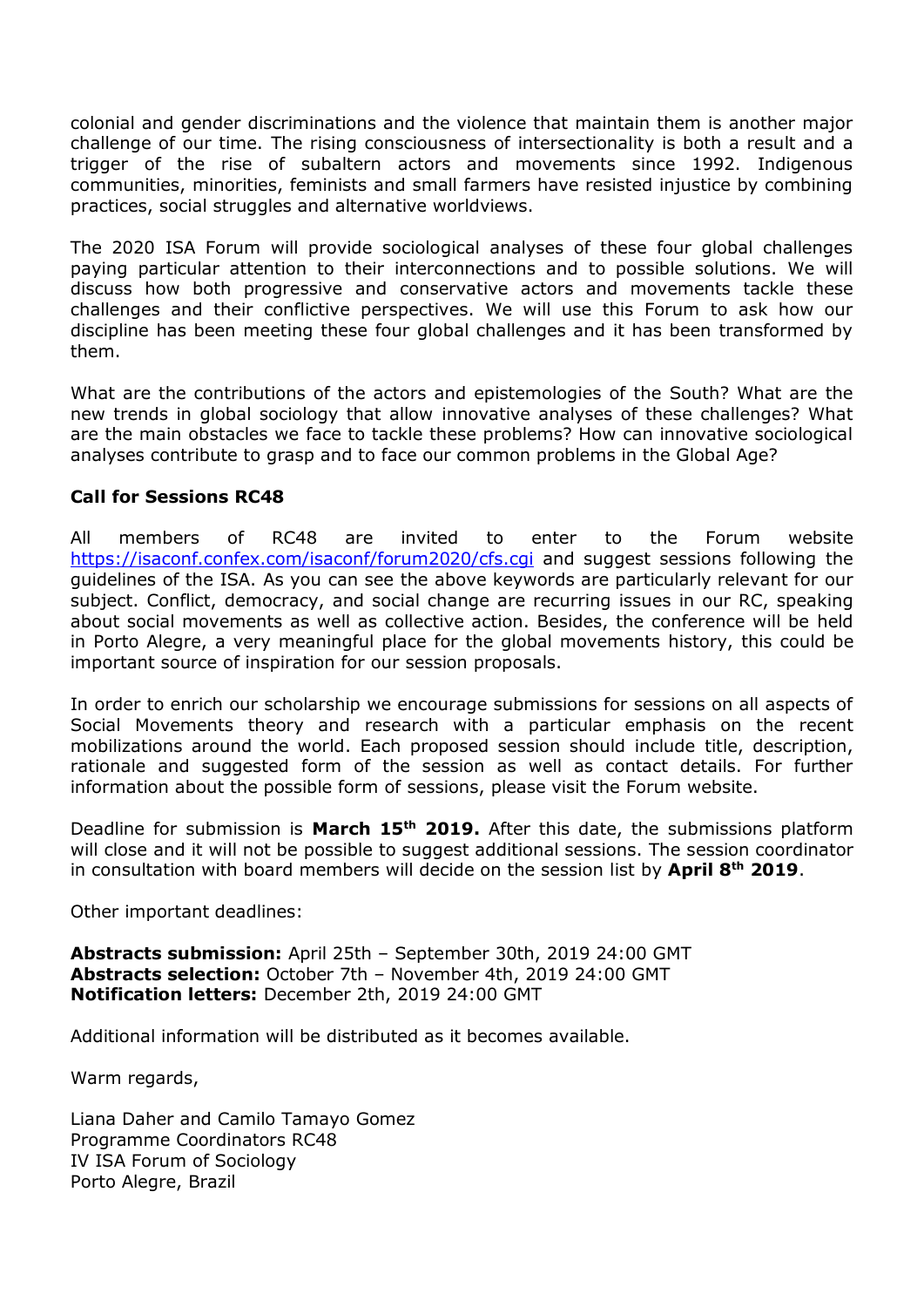colonial and gender discriminations and the violence that maintain them is another major challenge of our time. The rising consciousness of intersectionality is both a result and a trigger of the rise of subaltern actors and movements since 1992. Indigenous communities, minorities, feminists and small farmers have resisted injustice by combining practices, social struggles and alternative worldviews.

The 2020 ISA Forum will provide sociological analyses of these four global challenges paying particular attention to their interconnections and to possible solutions. We will discuss how both progressive and conservative actors and movements tackle these challenges and their conflictive perspectives. We will use this Forum to ask how our discipline has been meeting these four global challenges and it has been transformed by them.

What are the contributions of the actors and epistemologies of the South? What are the new trends in global sociology that allow innovative analyses of these challenges? What are the main obstacles we face to tackle these problems? How can innovative sociological analyses contribute to grasp and to face our common problems in the Global Age?

**Call for Sessions RC48**

All members of RC48 are invited to enter to the Forum website https://isaconf.confex.com/isaconf/forum2020/cfs.cgi and suggest sessions following the guidelines of the ISA. As you can see the above keywords are particularly relevant for our subject. Conflict, democracy, and social change are recurring issues in our RC, speaking about social movements as well as collective action. Besides, the conference will be held in Porto Alegre, a very meaningful place for the global movements history, this could be important source of inspiration for our session proposals.

In order to enrich our scholarship we encourage submissions for sessions on all aspects of Social Movements theory and research with a particular emphasis on the recent mobilizations around the world. Each proposed session should include title, description, rationale and suggested form of the session as well as contact details. For further information about the possible form of sessions, please visit the Forum website.

Deadline for submission is **March 15th 2019.** After this date, the submissions platform will close and it will not be possible to suggest additional sessions. The session coordinator in consultation with board members will decide on the session list by **April 8th 2019**.

Other important deadlines:

**Abstracts submission:** April 25th – September 30th, 2019 24:00 GMT
**Abstracts selection:** October 7th – November 4th, 2019 24:00 GMT
**Notification letters:** December 2th, 2019 24:00 GMT

Additional information will be distributed as it becomes available.

Warm regards,

Liana Daher and Camilo Tamayo Gomez
Programme Coordinators RC48
IV ISA Forum of Sociology
Porto Alegre, Brazil